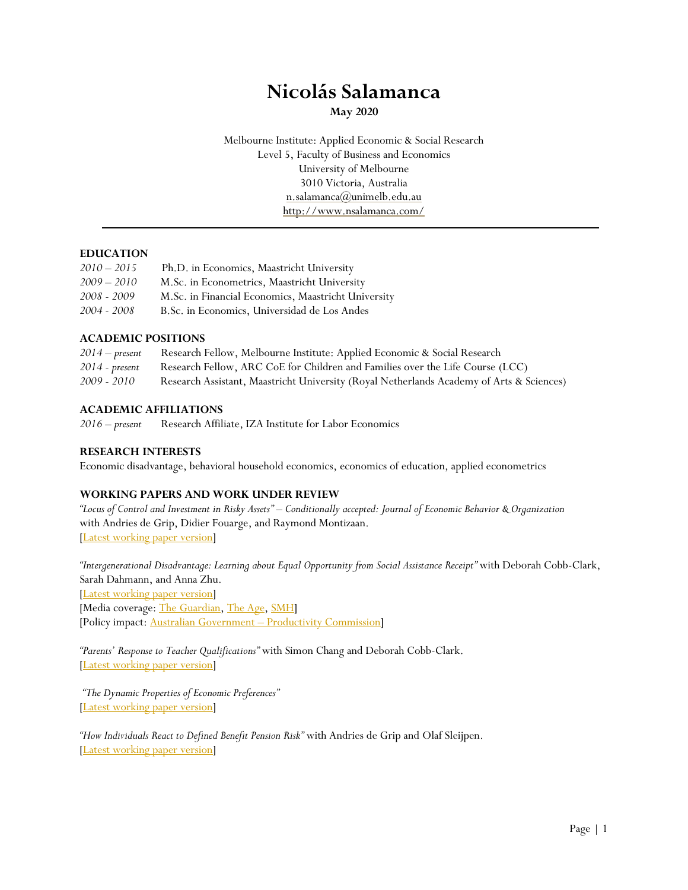# Nicolás Salamanca

**May 2020**

Melbourne Institute: Applied Economic & Social Research
Level 5, Faculty of Business and Economics
University of Melbourne
3010 Victoria, Australia
n.salamanca@unimelb.edu.au
http://www.nsalamanca.com/

---

## EDUCATION

*2010 – 2015* Ph.D. in Economics, Maastricht University
*2009 – 2010* M.Sc. in Econometrics, Maastricht University
*2008 - 2009* M.Sc. in Financial Economics, Maastricht University
*2004 - 2008* B.Sc. in Economics, Universidad de Los Andes

## ACADEMIC POSITIONS

*2014 – present* Research Fellow, Melbourne Institute: Applied Economic & Social Research
*2014 - present* Research Fellow, ARC CoE for Children and Families over the Life Course (LCC)
*2009 - 2010* Research Assistant, Maastricht University (Royal Netherlands Academy of Arts & Sciences)

## ACADEMIC AFFILIATIONS

*2016 – present* Research Affiliate, IZA Institute for Labor Economics

## RESEARCH INTERESTS

Economic disadvantage, behavioral household economics, economics of education, applied econometrics

## WORKING PAPERS AND WORK UNDER REVIEW

*"Locus of Control and Investment in Risky Assets" – Conditionally accepted: Journal of Economic Behavior & Organization* with Andries de Grip, Didier Fouarge, and Raymond Montizaan.
[Latest working paper version]

*"Intergenerational Disadvantage: Learning about Equal Opportunity from Social Assistance Receipt"* with Deborah Cobb-Clark, Sarah Dahmann, and Anna Zhu.
[Latest working paper version]
[Media coverage: The Guardian, The Age, SMH]
[Policy impact: Australian Government – Productivity Commission]

*"Parents' Response to Teacher Qualifications"* with Simon Chang and Deborah Cobb-Clark.
[Latest working paper version]

*"The Dynamic Properties of Economic Preferences"*
[Latest working paper version]

*"How Individuals React to Defined Benefit Pension Risk"* with Andries de Grip and Olaf Sleijpen.
[Latest working paper version]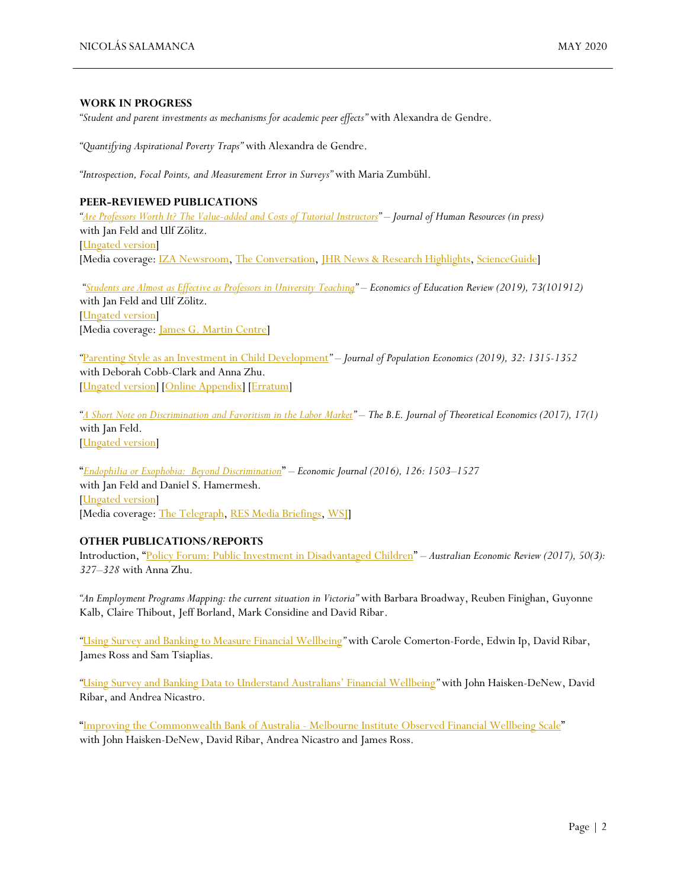## WORK IN PROGRESS

*"Student and parent investments as mechanisms for academic peer effects"* with Alexandra de Gendre.

*"Quantifying Aspirational Poverty Traps"* with Alexandra de Gendre.

*"Introspection, Focal Points, and Measurement Error in Surveys"* with Maria Zumbühl.

## PEER-REVIEWED PUBLICATIONS

*"Are Professors Worth It? The Value-added and Costs of Tutorial Instructors" – Journal of Human Resources (in press)*
with Jan Feld and Ulf Zölitz.
[Ungated version]
[Media coverage: IZA Newsroom, The Conversation, JHR News & Research Highlights, ScienceGuide]

*"Students are Almost as Effective as Professors in University Teaching" – Economics of Education Review (2019), 73(101912)*
with Jan Feld and Ulf Zölitz.
[Ungated version]
[Media coverage: James G. Martin Centre]

"Parenting Style as an Investment in Child Development" – *Journal of Population Economics (2019), 32: 1315-1352*
with Deborah Cobb-Clark and Anna Zhu.
[Ungated version] [Online Appendix] [Erratum]

*"A Short Note on Discrimination and Favoritism in the Labor Market" – The B.E. Journal of Theoretical Economics (2017), 17(1)*
with Jan Feld.
[Ungated version]

"*Endophilia or Exophobia: Beyond Discrimination*" – *Economic Journal (2016), 126: 1503–1527*
with Jan Feld and Daniel S. Hamermesh.
[Ungated version]
[Media coverage: The Telegraph, RES Media Briefings, WSJ]

## OTHER PUBLICATIONS/REPORTS

Introduction, "Policy Forum: Public Investment in Disadvantaged Children" – *Australian Economic Review (2017), 50(3): 327–328* with Anna Zhu.

*"An Employment Programs Mapping: the current situation in Victoria"* with Barbara Broadway, Reuben Finighan, Guyonne Kalb, Claire Thibout, Jeff Borland, Mark Considine and David Ribar.

"Using Survey and Banking to Measure Financial Wellbeing" with Carole Comerton-Forde, Edwin Ip, David Ribar, James Ross and Sam Tsiaplias.

"Using Survey and Banking Data to Understand Australians' Financial Wellbeing" with John Haisken-DeNew, David Ribar, and Andrea Nicastro.

"Improving the Commonwealth Bank of Australia - Melbourne Institute Observed Financial Wellbeing Scale" with John Haisken-DeNew, David Ribar, Andrea Nicastro and James Ross.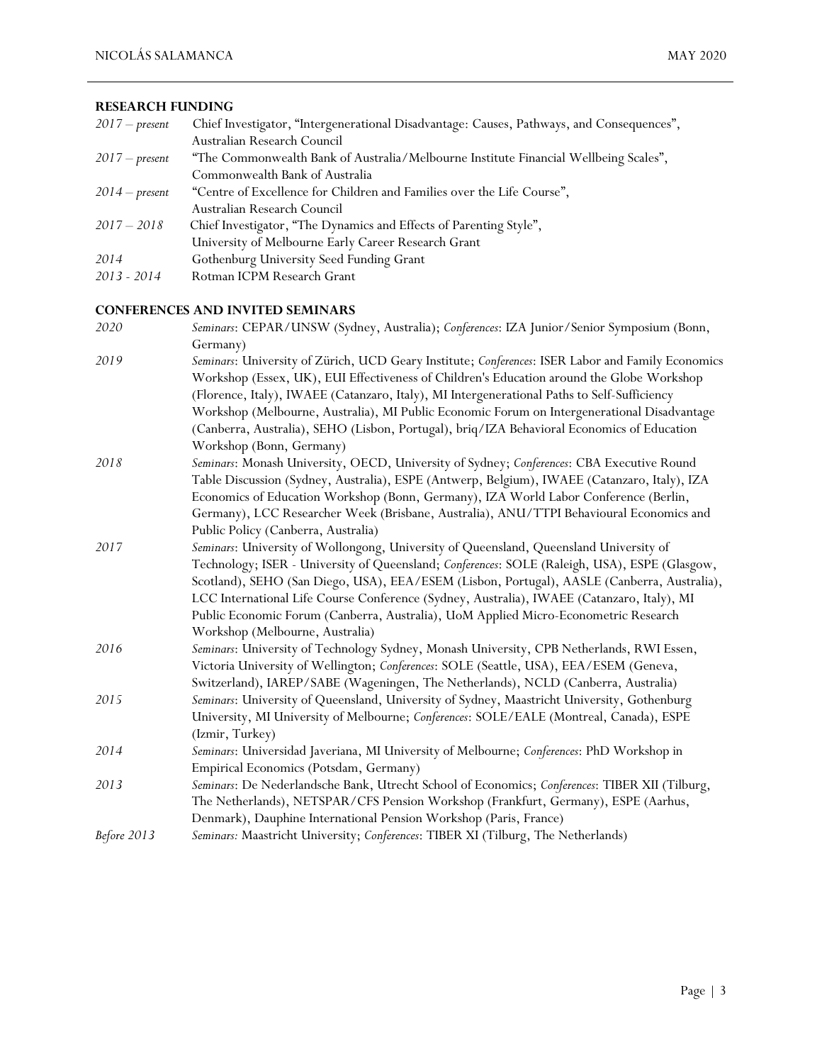## RESEARCH FUNDING

| | |
|---|---|
| *2017 – present* | Chief Investigator, "Intergenerational Disadvantage: Causes, Pathways, and Consequences", Australian Research Council |
| *2017 – present* | "The Commonwealth Bank of Australia/Melbourne Institute Financial Wellbeing Scales", Commonwealth Bank of Australia |
| *2014 – present* | "Centre of Excellence for Children and Families over the Life Course", Australian Research Council |
| *2017 – 2018* | Chief Investigator, "The Dynamics and Effects of Parenting Style", University of Melbourne Early Career Research Grant |
| *2014* | Gothenburg University Seed Funding Grant |
| *2013 - 2014* | Rotman ICPM Research Grant |

## CONFERENCES AND INVITED SEMINARS

| | |
|---|---|
| *2020* | *Seminars*: CEPAR/UNSW (Sydney, Australia); *Conferences*: IZA Junior/Senior Symposium (Bonn, Germany) |
| *2019* | *Seminars*: University of Zürich, UCD Geary Institute; *Conferences*: ISER Labor and Family Economics Workshop (Essex, UK), EUI Effectiveness of Children's Education around the Globe Workshop (Florence, Italy), IWAEE (Catanzaro, Italy), MI Intergenerational Paths to Self-Sufficiency Workshop (Melbourne, Australia), MI Public Economic Forum on Intergenerational Disadvantage (Canberra, Australia), SEHO (Lisbon, Portugal), briq/IZA Behavioral Economics of Education Workshop (Bonn, Germany) |
| *2018* | *Seminars*: Monash University, OECD, University of Sydney; *Conferences*: CBA Executive Round Table Discussion (Sydney, Australia), ESPE (Antwerp, Belgium), IWAEE (Catanzaro, Italy), IZA Economics of Education Workshop (Bonn, Germany), IZA World Labor Conference (Berlin, Germany), LCC Researcher Week (Brisbane, Australia), ANU/TTPI Behavioural Economics and Public Policy (Canberra, Australia) |
| *2017* | *Seminars*: University of Wollongong, University of Queensland, Queensland University of Technology; ISER - University of Queensland; *Conferences*: SOLE (Raleigh, USA), ESPE (Glasgow, Scotland), SEHO (San Diego, USA), EEA/ESEM (Lisbon, Portugal), AASLE (Canberra, Australia), LCC International Life Course Conference (Sydney, Australia), IWAEE (Catanzaro, Italy), MI Public Economic Forum (Canberra, Australia), UoM Applied Micro-Econometric Research Workshop (Melbourne, Australia) |
| *2016* | *Seminars*: University of Technology Sydney, Monash University, CPB Netherlands, RWI Essen, Victoria University of Wellington; *Conferences*: SOLE (Seattle, USA), EEA/ESEM (Geneva, Switzerland), IAREP/SABE (Wageningen, The Netherlands), NCLD (Canberra, Australia) |
| *2015* | *Seminars*: University of Queensland, University of Sydney, Maastricht University, Gothenburg University, MI University of Melbourne; *Conferences*: SOLE/EALE (Montreal, Canada), ESPE (Izmir, Turkey) |
| *2014* | *Seminars*: Universidad Javeriana, MI University of Melbourne; *Conferences*: PhD Workshop in Empirical Economics (Potsdam, Germany) |
| *2013* | *Seminars*: De Nederlandsche Bank, Utrecht School of Economics; *Conferences*: TIBER XII (Tilburg, The Netherlands), NETSPAR/CFS Pension Workshop (Frankfurt, Germany), ESPE (Aarhus, Denmark), Dauphine International Pension Workshop (Paris, France) |
| *Before 2013* | *Seminars:* Maastricht University; *Conferences*: TIBER XI (Tilburg, The Netherlands) |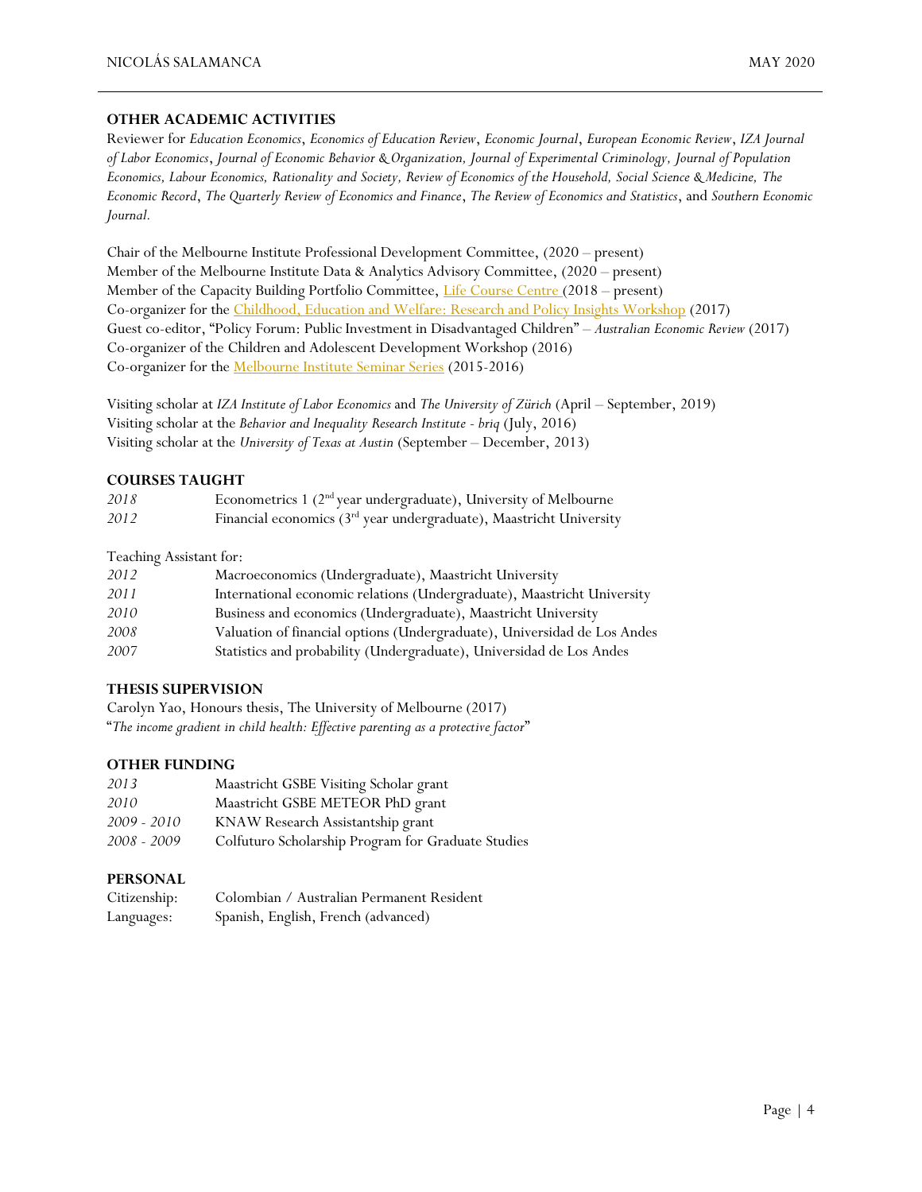## OTHER ACADEMIC ACTIVITIES

Reviewer for *Education Economics*, *Economics of Education Review*, *Economic Journal*, *European Economic Review*, *IZA Journal of Labor Economics*, *Journal of Economic Behavior & Organization, Journal of Experimental Criminology, Journal of Population Economics, Labour Economics, Rationality and Society, Review of Economics of the Household, Social Science & Medicine, The Economic Record*, *The Quarterly Review of Economics and Finance*, *The Review of Economics and Statistics*, and *Southern Economic Journal.*

Chair of the Melbourne Institute Professional Development Committee, (2020 – present)
Member of the Melbourne Institute Data & Analytics Advisory Committee, (2020 – present)
Member of the Capacity Building Portfolio Committee, Life Course Centre (2018 – present)
Co-organizer for the Childhood, Education and Welfare: Research and Policy Insights Workshop (2017)
Guest co-editor, "Policy Forum: Public Investment in Disadvantaged Children" – *Australian Economic Review* (2017)
Co-organizer of the Children and Adolescent Development Workshop (2016)
Co-organizer for the Melbourne Institute Seminar Series (2015-2016)

Visiting scholar at *IZA Institute of Labor Economics* and *The University of Zürich* (April – September, 2019)
Visiting scholar at the *Behavior and Inequality Research Institute - briq* (July, 2016)
Visiting scholar at the *University of Texas at Austin* (September – December, 2013)

## COURSES TAUGHT

| | |
|---|---|
| *2018* | Econometrics 1 (2nd year undergraduate), University of Melbourne |
| *2012* | Financial economics (3rd year undergraduate), Maastricht University |

Teaching Assistant for:

| | |
|---|---|
| *2012* | Macroeconomics (Undergraduate), Maastricht University |
| *2011* | International economic relations (Undergraduate), Maastricht University |
| *2010* | Business and economics (Undergraduate), Maastricht University |
| *2008* | Valuation of financial options (Undergraduate), Universidad de Los Andes |
| *2007* | Statistics and probability (Undergraduate), Universidad de Los Andes |

## THESIS SUPERVISION

Carolyn Yao, Honours thesis, The University of Melbourne (2017)
"*The income gradient in child health: Effective parenting as a protective factor*"

## OTHER FUNDING

| | |
|---|---|
| *2013* | Maastricht GSBE Visiting Scholar grant |
| *2010* | Maastricht GSBE METEOR PhD grant |
| *2009 - 2010* | KNAW Research Assistantship grant |
| *2008 - 2009* | Colfuturo Scholarship Program for Graduate Studies |

## PERSONAL

| | |
|---|---|
| Citizenship: | Colombian / Australian Permanent Resident |
| Languages: | Spanish, English, French (advanced) |